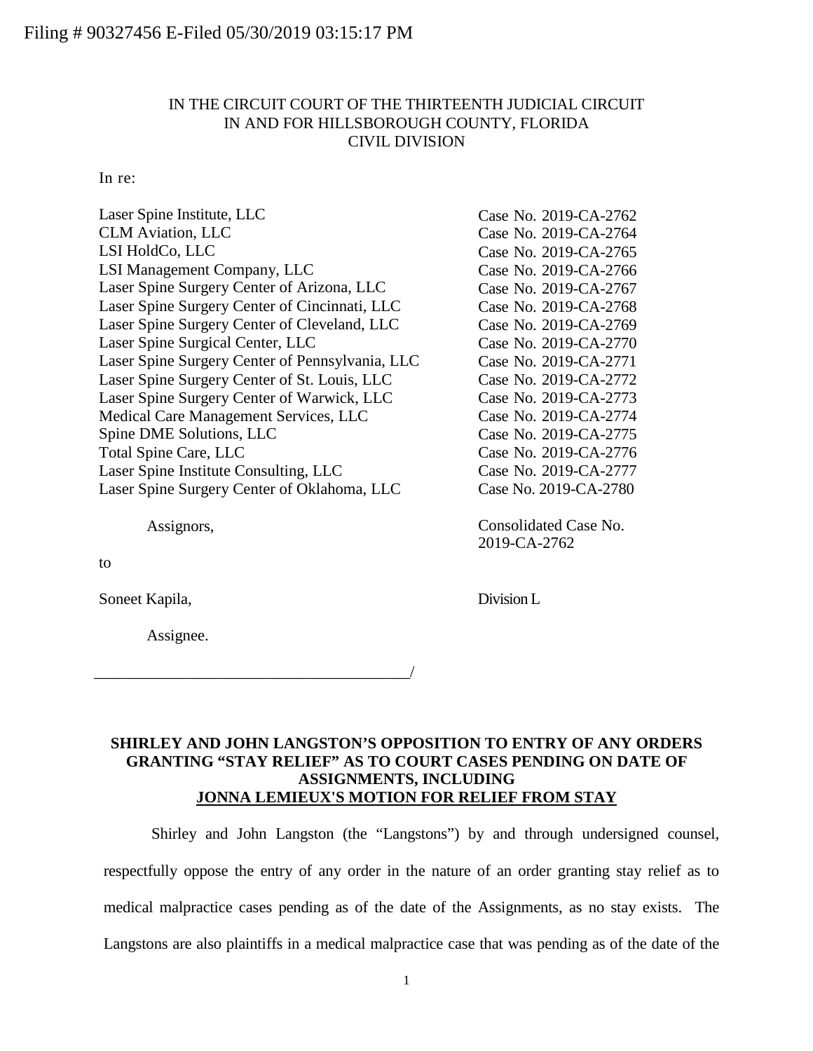Filing # 90327456 E-Filed 05/30/2019 03:15:17 PM

IN THE CIRCUIT COURT OF THE THIRTEENTH JUDICIAL CIRCUIT
IN AND FOR HILLSBOROUGH COUNTY, FLORIDA
CIVIL DIVISION

In re:

| | |
|---|---|
| Laser Spine Institute, LLC | Case No. 2019-CA-2762 |
| CLM Aviation, LLC | Case No. 2019-CA-2764 |
| LSI HoldCo, LLC | Case No. 2019-CA-2765 |
| LSI Management Company, LLC | Case No. 2019-CA-2766 |
| Laser Spine Surgery Center of Arizona, LLC | Case No. 2019-CA-2767 |
| Laser Spine Surgery Center of Cincinnati, LLC | Case No. 2019-CA-2768 |
| Laser Spine Surgery Center of Cleveland, LLC | Case No. 2019-CA-2769 |
| Laser Spine Surgical Center, LLC | Case No. 2019-CA-2770 |
| Laser Spine Surgery Center of Pennsylvania, LLC | Case No. 2019-CA-2771 |
| Laser Spine Surgery Center of St. Louis, LLC | Case No. 2019-CA-2772 |
| Laser Spine Surgery Center of Warwick, LLC | Case No. 2019-CA-2773 |
| Medical Care Management Services, LLC | Case No. 2019-CA-2774 |
| Spine DME Solutions, LLC | Case No. 2019-CA-2775 |
| Total Spine Care, LLC | Case No. 2019-CA-2776 |
| Laser Spine Institute Consulting, LLC | Case No. 2019-CA-2777 |
| Laser Spine Surgery Center of Oklahoma, LLC | Case No. 2019-CA-2780 |
| Assignors, | Consolidated Case No. 2019-CA-2762 |

to

Soneet Kapila, Division L

Assignee.

_______________________________________/

**SHIRLEY AND JOHN LANGSTON'S OPPOSITION TO ENTRY OF ANY ORDERS GRANTING "STAY RELIEF" AS TO COURT CASES PENDING ON DATE OF ASSIGNMENTS, INCLUDING**
**JONNA LEMIEUX'S MOTION FOR RELIEF FROM STAY**

Shirley and John Langston (the "Langstons") by and through undersigned counsel, respectfully oppose the entry of any order in the nature of an order granting stay relief as to medical malpractice cases pending as of the date of the Assignments, as no stay exists. The Langstons are also plaintiffs in a medical malpractice case that was pending as of the date of the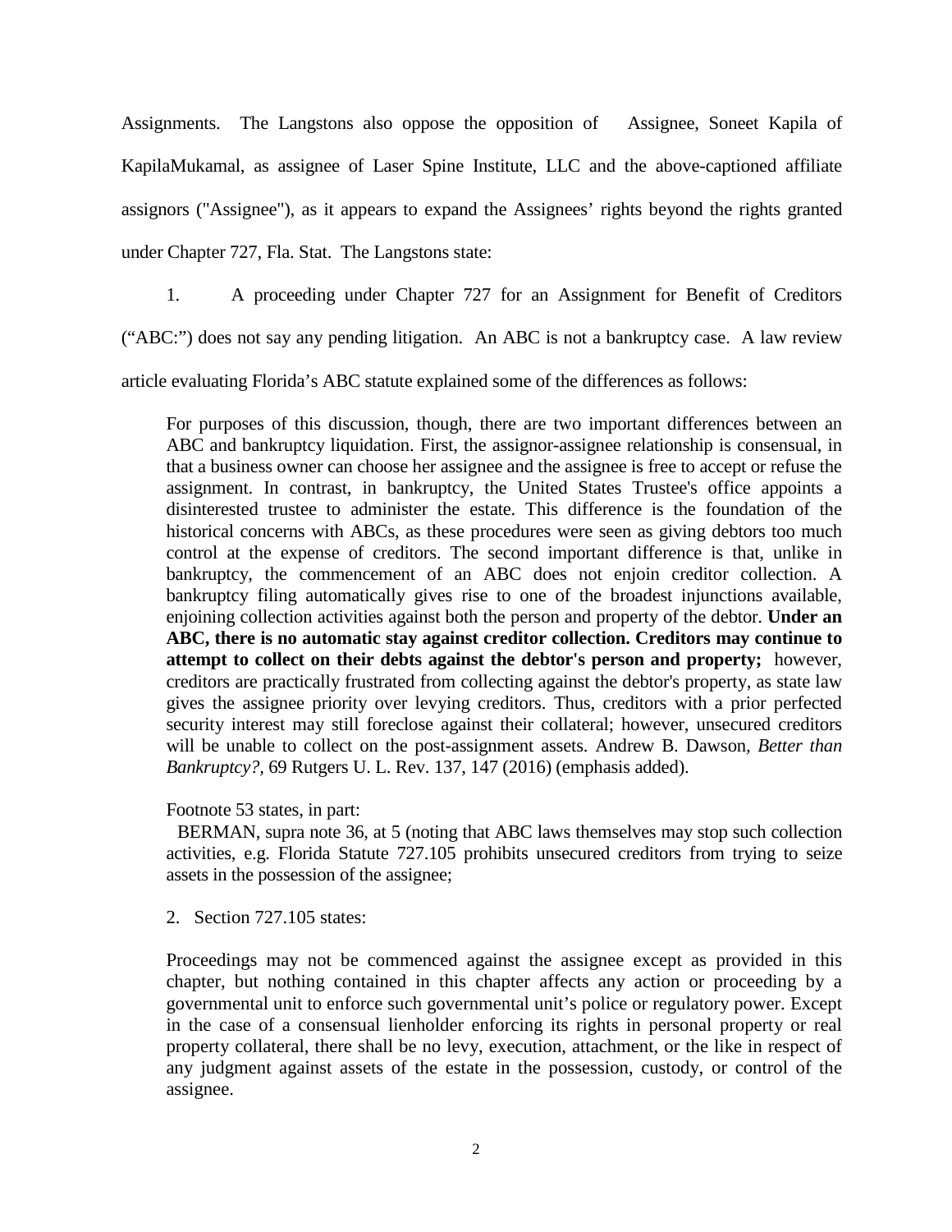Assignments. The Langstons also oppose the opposition of Assignee, Soneet Kapila of KapilaMukamal, as assignee of Laser Spine Institute, LLC and the above-captioned affiliate assignors ("Assignee"), as it appears to expand the Assignees' rights beyond the rights granted under Chapter 727, Fla. Stat. The Langstons state:

1. A proceeding under Chapter 727 for an Assignment for Benefit of Creditors ("ABC:") does not say any pending litigation. An ABC is not a bankruptcy case. A law review article evaluating Florida's ABC statute explained some of the differences as follows:

> For purposes of this discussion, though, there are two important differences between an ABC and bankruptcy liquidation. First, the assignor-assignee relationship is consensual, in that a business owner can choose her assignee and the assignee is free to accept or refuse the assignment. In contrast, in bankruptcy, the United States Trustee's office appoints a disinterested trustee to administer the estate. This difference is the foundation of the historical concerns with ABCs, as these procedures were seen as giving debtors too much control at the expense of creditors. The second important difference is that, unlike in bankruptcy, the commencement of an ABC does not enjoin creditor collection. A bankruptcy filing automatically gives rise to one of the broadest injunctions available, enjoining collection activities against both the person and property of the debtor. **Under an ABC, there is no automatic stay against creditor collection. Creditors may continue to attempt to collect on their debts against the debtor's person and property;** however, creditors are practically frustrated from collecting against the debtor's property, as state law gives the assignee priority over levying creditors. Thus, creditors with a prior perfected security interest may still foreclose against their collateral; however, unsecured creditors will be unable to collect on the post-assignment assets. Andrew B. Dawson, *Better than Bankruptcy?*, 69 Rutgers U. L. Rev. 137, 147 (2016) (emphasis added).
>
> Footnote 53 states, in part:
>
> BERMAN, supra note 36, at 5 (noting that ABC laws themselves may stop such collection activities, e.g. Florida Statute 727.105 prohibits unsecured creditors from trying to seize assets in the possession of the assignee;

2. Section 727.105 states:

> Proceedings may not be commenced against the assignee except as provided in this chapter, but nothing contained in this chapter affects any action or proceeding by a governmental unit to enforce such governmental unit's police or regulatory power. Except in the case of a consensual lienholder enforcing its rights in personal property or real property collateral, there shall be no levy, execution, attachment, or the like in respect of any judgment against assets of the estate in the possession, custody, or control of the assignee.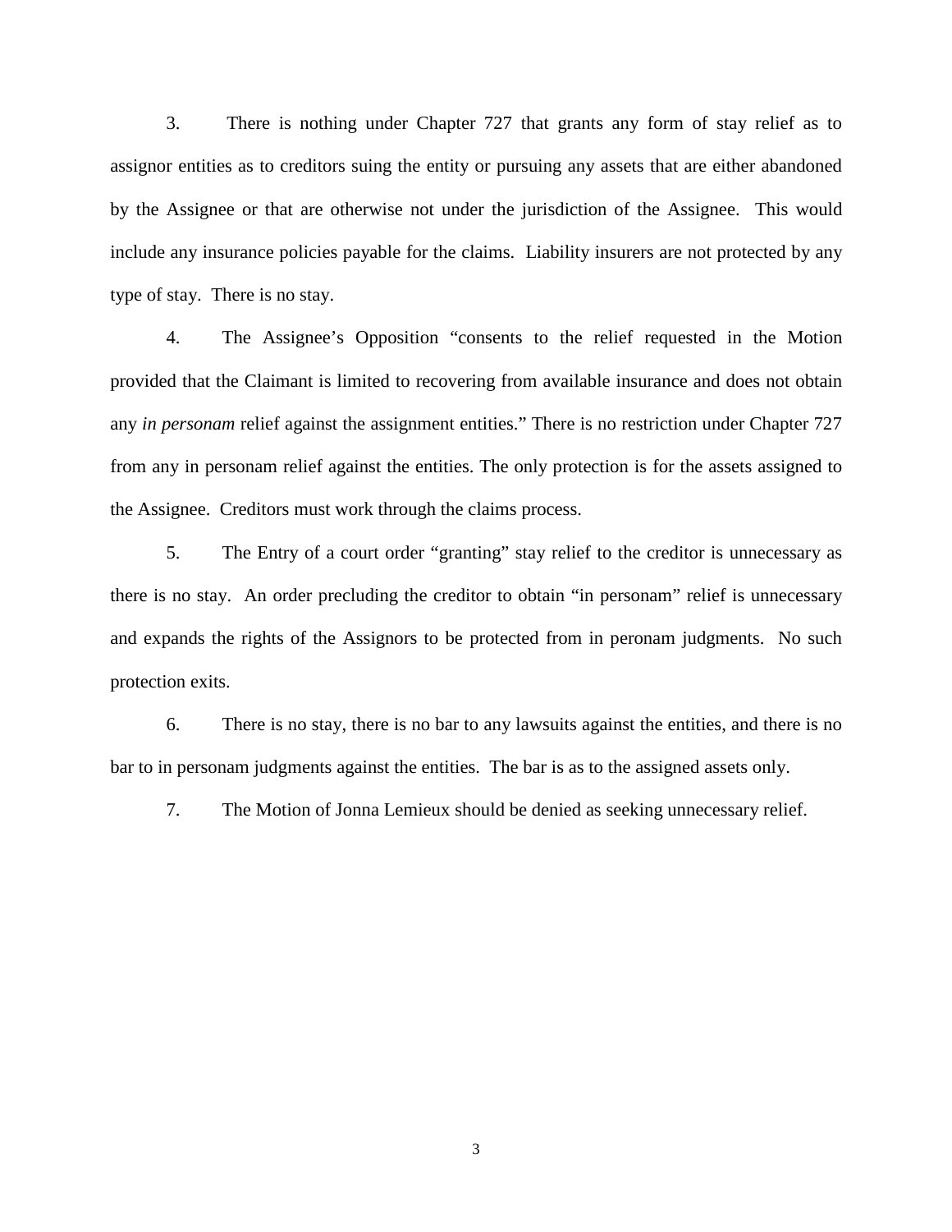3. There is nothing under Chapter 727 that grants any form of stay relief as to assignor entities as to creditors suing the entity or pursuing any assets that are either abandoned by the Assignee or that are otherwise not under the jurisdiction of the Assignee. This would include any insurance policies payable for the claims. Liability insurers are not protected by any type of stay. There is no stay.

4. The Assignee's Opposition "consents to the relief requested in the Motion provided that the Claimant is limited to recovering from available insurance and does not obtain any *in personam* relief against the assignment entities." There is no restriction under Chapter 727 from any in personam relief against the entities. The only protection is for the assets assigned to the Assignee. Creditors must work through the claims process.

5. The Entry of a court order "granting" stay relief to the creditor is unnecessary as there is no stay. An order precluding the creditor to obtain "in personam" relief is unnecessary and expands the rights of the Assignors to be protected from in peronam judgments. No such protection exits.

6. There is no stay, there is no bar to any lawsuits against the entities, and there is no bar to in personam judgments against the entities. The bar is as to the assigned assets only.

7. The Motion of Jonna Lemieux should be denied as seeking unnecessary relief.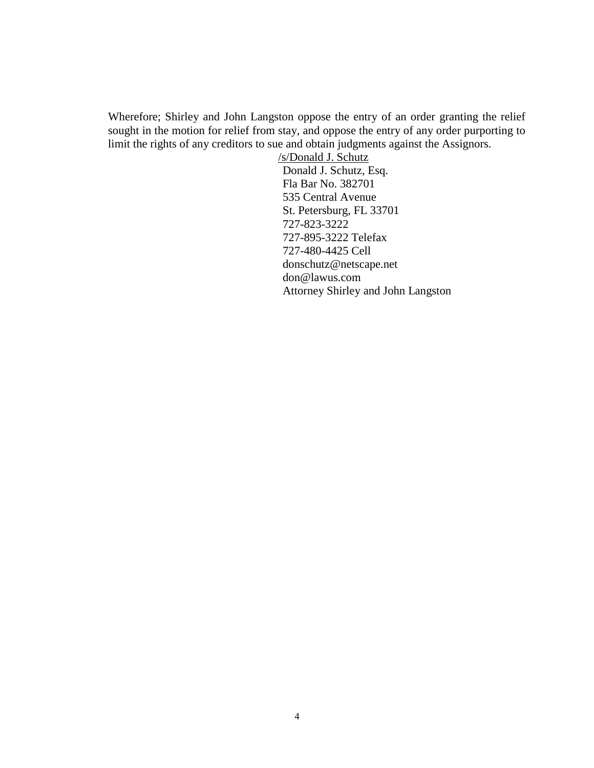Wherefore; Shirley and John Langston oppose the entry of an order granting the relief sought in the motion for relief from stay, and oppose the entry of any order purporting to limit the rights of any creditors to sue and obtain judgments against the Assignors.

/s/Donald J. Schutz
Donald J. Schutz, Esq.
Fla Bar No. 382701
535 Central Avenue
St. Petersburg, FL 33701
727-823-3222
727-895-3222 Telefax
727-480-4425 Cell
donschutz@netscape.net
don@lawus.com
Attorney Shirley and John Langston